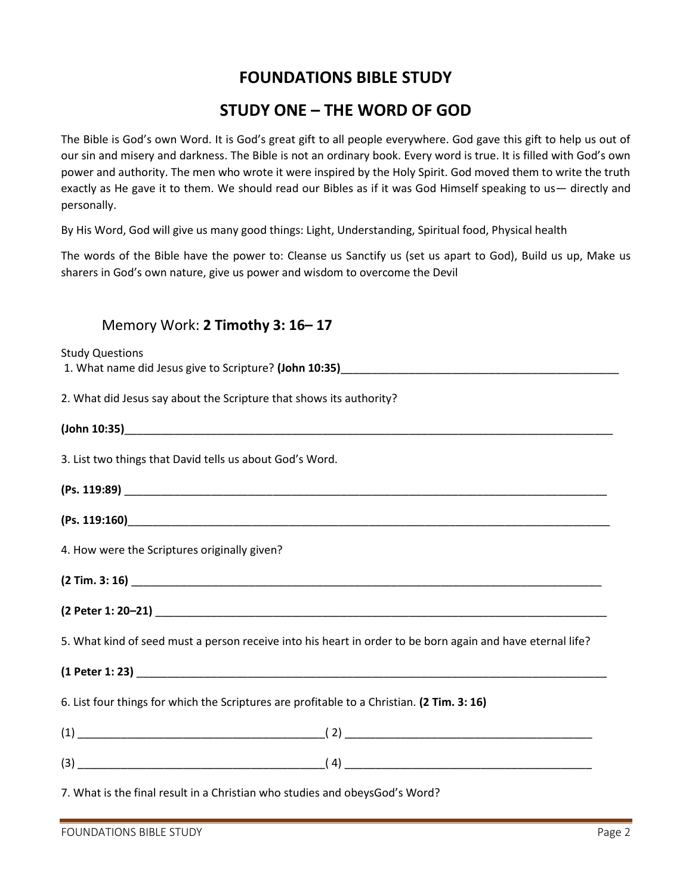# FOUNDATIONS BIBLE STUDY

## STUDY ONE – THE WORD OF GOD

The Bible is God's own Word. It is God's great gift to all people everywhere. God gave this gift to help us out of our sin and misery and darkness. The Bible is not an ordinary book. Every word is true. It is filled with God's own power and authority. The men who wrote it were inspired by the Holy Spirit. God moved them to write the truth exactly as He gave it to them. We should read our Bibles as if it was God Himself speaking to us— directly and personally.

By His Word, God will give us many good things: Light, Understanding, Spiritual food, Physical health

The words of the Bible have the power to: Cleanse us Sanctify us (set us apart to God), Build us up, Make us sharers in God's own nature, give us power and wisdom to overcome the Devil

### Memory Work: **2 Timothy 3: 16– 17**

Study Questions

1. What name did Jesus give to Scripture? **(John 10:35)**_____________________________________________

2. What did Jesus say about the Scripture that shows its authority?

**(John 10:35)**_________________________________________________________________________________

3. List two things that David tells us about God's Word.

**(Ps. 119:89)** ________________________________________________________________________________

**(Ps. 119:160)**_______________________________________________________________________________

4. How were the Scriptures originally given?

**(2 Tim. 3: 16)** ______________________________________________________________________________

**(2 Peter 1: 20–21)** ___________________________________________________________________________

5. What kind of seed must a person receive into his heart in order to be born again and have eternal life?

**(1 Peter 1: 23)** _____________________________________________________________________________

6. List four things for which the Scriptures are profitable to a Christian. **(2 Tim. 3: 16)**

(1) ________________________________________( 2) ________________________________________

(3) ________________________________________( 4) ________________________________________

7. What is the final result in a Christian who studies and obeysGod's Word?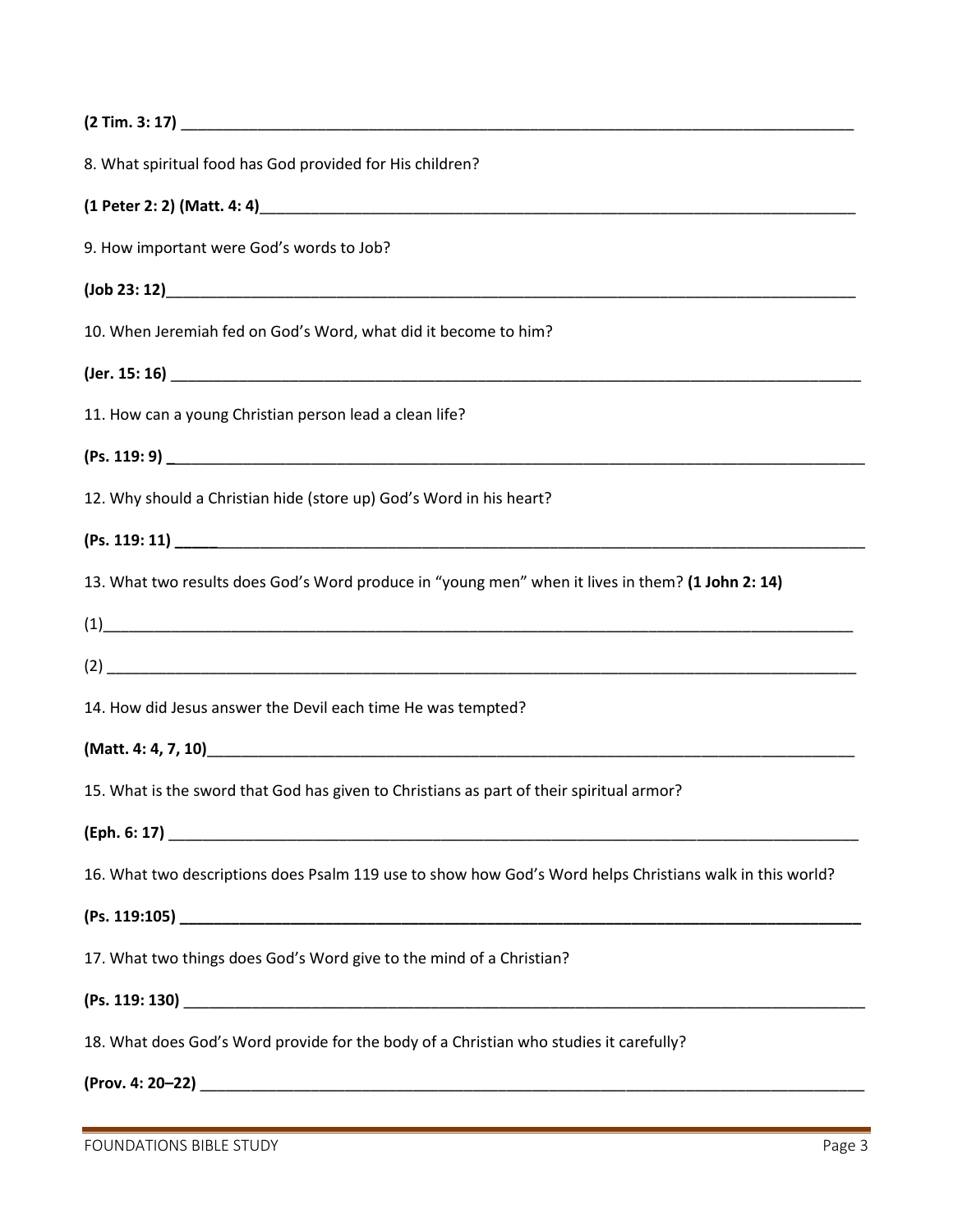**(2 Tim. 3: 17)** ________________________________________________________________

8. What spiritual food has God provided for His children?

**(1 Peter 2: 2) (Matt. 4: 4)**________________________________________________________

9. How important were God's words to Job?

**(Job 23: 12)**________________________________________________________________

10. When Jeremiah fed on God's Word, what did it become to him?

**(Jer. 15: 16)** ________________________________________________________________

11. How can a young Christian person lead a clean life?

**(Ps. 119: 9)** ________________________________________________________________

12. Why should a Christian hide (store up) God's Word in his heart?

**(Ps. 119: 11)** ________________________________________________________________

13. What two results does God's Word produce in "young men" when it lives in them? **(1 John 2: 14)**

(1)________________________________________________________________

(2) ________________________________________________________________

14. How did Jesus answer the Devil each time He was tempted?

**(Matt. 4: 4, 7, 10)**________________________________________________________

15. What is the sword that God has given to Christians as part of their spiritual armor?

**(Eph. 6: 17)** ________________________________________________________________

16. What two descriptions does Psalm 119 use to show how God's Word helps Christians walk in this world?

**(Ps. 119:105)** ________________________________________________________________

17. What two things does God's Word give to the mind of a Christian?

**(Ps. 119: 130)** ________________________________________________________________

18. What does God's Word provide for the body of a Christian who studies it carefully?

**(Prov. 4: 20–22)** ________________________________________________________________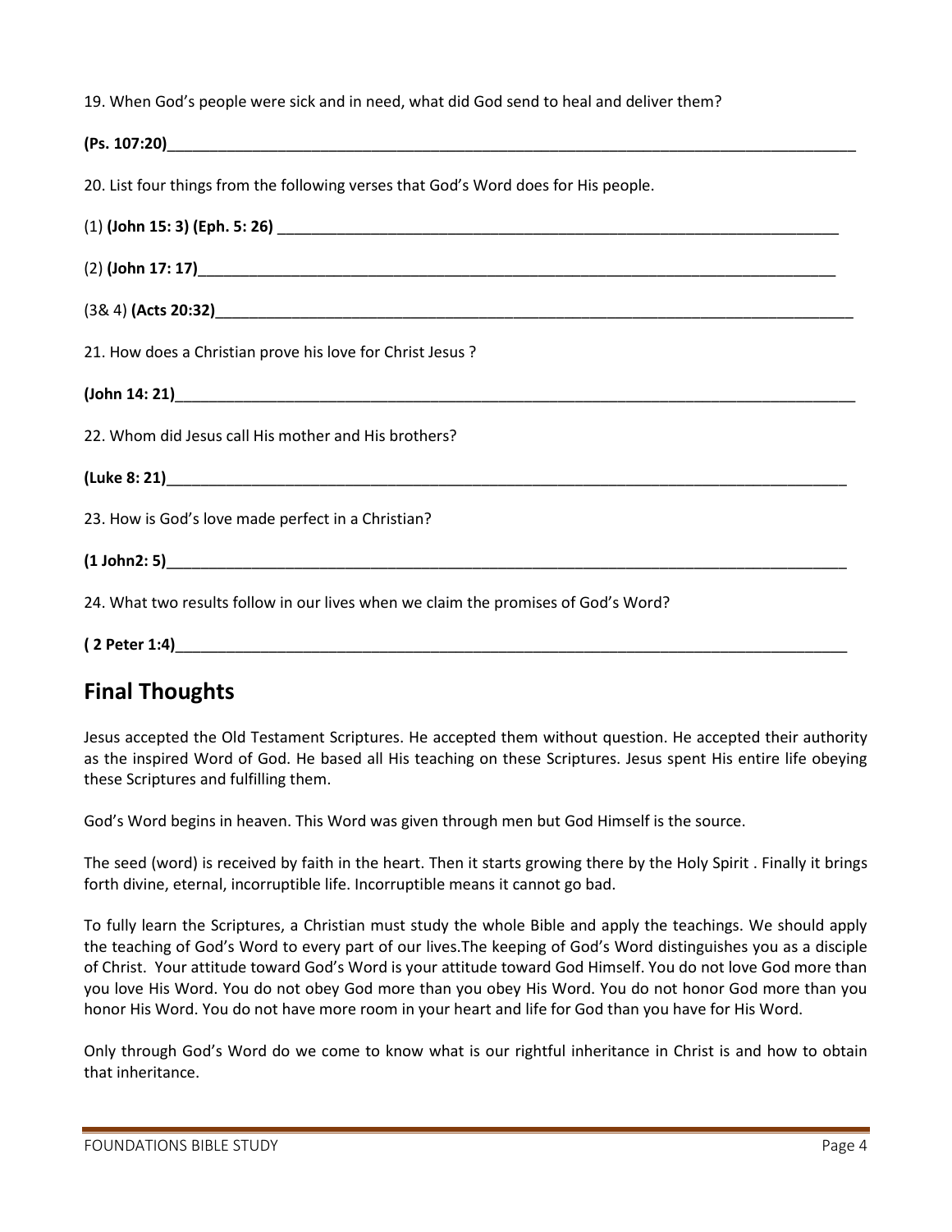19. When God's people were sick and in need, what did God send to heal and deliver them?

**(Ps. 107:20)**\_\_\_\_\_\_\_\_\_\_\_\_\_\_\_\_\_\_\_\_\_\_\_\_\_\_\_\_\_\_\_\_\_\_\_\_\_\_\_\_\_\_\_\_\_\_\_\_\_\_\_\_\_\_\_\_\_\_\_\_\_\_\_\_\_\_\_\_\_\_\_\_\_\_\_\_

20. List four things from the following verses that God's Word does for His people.

(1) **(John 15: 3) (Eph. 5: 26)** \_\_\_\_\_\_\_\_\_\_\_\_\_\_\_\_\_\_\_\_\_\_\_\_\_\_\_\_\_\_\_\_\_\_\_\_\_\_\_\_\_\_\_\_\_\_\_\_\_\_\_\_\_\_\_\_\_\_\_\_

(2) **(John 17: 17)**\_\_\_\_\_\_\_\_\_\_\_\_\_\_\_\_\_\_\_\_\_\_\_\_\_\_\_\_\_\_\_\_\_\_\_\_\_\_\_\_\_\_\_\_\_\_\_\_\_\_\_\_\_\_\_\_\_\_\_\_\_\_\_\_\_\_\_\_\_\_

(3& 4) **(Acts 20:32)**\_\_\_\_\_\_\_\_\_\_\_\_\_\_\_\_\_\_\_\_\_\_\_\_\_\_\_\_\_\_\_\_\_\_\_\_\_\_\_\_\_\_\_\_\_\_\_\_\_\_\_\_\_\_\_\_\_\_\_\_\_\_\_\_\_\_\_\_\_

21. How does a Christian prove his love for Christ Jesus ?

**(John 14: 21)**\_\_\_\_\_\_\_\_\_\_\_\_\_\_\_\_\_\_\_\_\_\_\_\_\_\_\_\_\_\_\_\_\_\_\_\_\_\_\_\_\_\_\_\_\_\_\_\_\_\_\_\_\_\_\_\_\_\_\_\_\_\_\_\_\_\_\_\_\_\_\_\_\_\_\_

22. Whom did Jesus call His mother and His brothers?

**(Luke 8: 21)**\_\_\_\_\_\_\_\_\_\_\_\_\_\_\_\_\_\_\_\_\_\_\_\_\_\_\_\_\_\_\_\_\_\_\_\_\_\_\_\_\_\_\_\_\_\_\_\_\_\_\_\_\_\_\_\_\_\_\_\_\_\_\_\_\_\_\_\_\_\_\_\_\_\_\_

23. How is God's love made perfect in a Christian?

**(1 John2: 5)**\_\_\_\_\_\_\_\_\_\_\_\_\_\_\_\_\_\_\_\_\_\_\_\_\_\_\_\_\_\_\_\_\_\_\_\_\_\_\_\_\_\_\_\_\_\_\_\_\_\_\_\_\_\_\_\_\_\_\_\_\_\_\_\_\_\_\_\_\_\_\_\_\_\_\_

24. What two results follow in our lives when we claim the promises of God's Word?

**( 2 Peter 1:4)**\_\_\_\_\_\_\_\_\_\_\_\_\_\_\_\_\_\_\_\_\_\_\_\_\_\_\_\_\_\_\_\_\_\_\_\_\_\_\_\_\_\_\_\_\_\_\_\_\_\_\_\_\_\_\_\_\_\_\_\_\_\_\_\_\_\_\_\_\_\_\_\_\_

## Final Thoughts

Jesus accepted the Old Testament Scriptures. He accepted them without question. He accepted their authority as the inspired Word of God. He based all His teaching on these Scriptures. Jesus spent His entire life obeying these Scriptures and fulfilling them.

God's Word begins in heaven. This Word was given through men but God Himself is the source.

The seed (word) is received by faith in the heart. Then it starts growing there by the Holy Spirit . Finally it brings forth divine, eternal, incorruptible life. Incorruptible means it cannot go bad.

To fully learn the Scriptures, a Christian must study the whole Bible and apply the teachings. We should apply the teaching of God's Word to every part of our lives.The keeping of God's Word distinguishes you as a disciple of Christ. Your attitude toward God's Word is your attitude toward God Himself. You do not love God more than you love His Word. You do not obey God more than you obey His Word. You do not honor God more than you honor His Word. You do not have more room in your heart and life for God than you have for His Word.

Only through God's Word do we come to know what is our rightful inheritance in Christ is and how to obtain that inheritance.